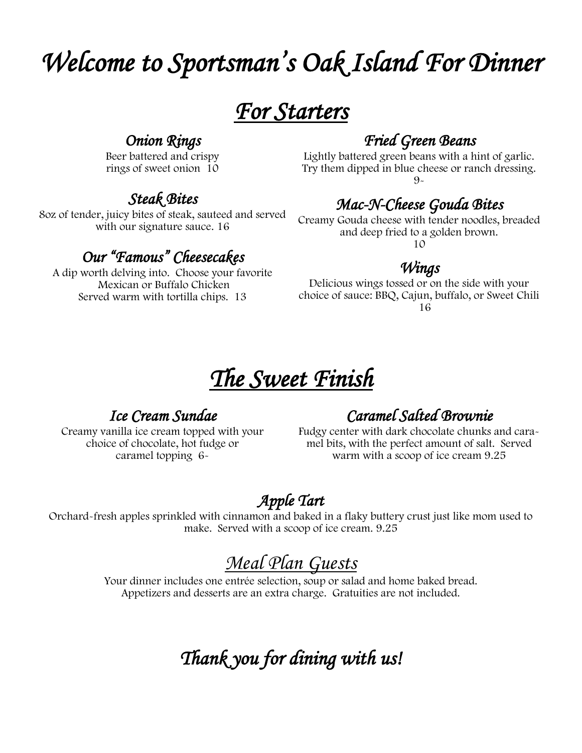# Welcome to Sportsman's Oak Island For Dinner

## For Starters

### Onion Rings

Beer battered and crispy rings of sweet onion 10

### Steak Bites

8oz of tender, juicy bites of steak, sauteed and served with our signature sauce. 16

### Our "Famous" Cheesecakes

A dip worth delving into. Choose your favorite Mexican or Buffalo Chicken Served warm with tortilla chips. 13

### Fried Green Beans

Lightly battered green beans with a hint of garlic. Try them dipped in blue cheese or ranch dressing. 9-

### Mac-N-Cheese Gouda Bites

Creamy Gouda cheese with tender noodles, breaded and deep fried to a golden brown. 10

### Wings

Delicious wings tossed or on the side with your choice of sauce: BBQ, Cajun, buffalo, or Sweet Chili 16

## The Sweet Finish

### Ice Cream Sundae

Creamy vanilla ice cream topped with your choice of chocolate, hot fudge or caramel topping 6-

### Caramel Salted Brownie

Fudgy center with dark chocolate chunks and caramel bits, with the perfect amount of salt. Served warm with a scoop of ice cream 9.25

### Apple Tart

Orchard-fresh apples sprinkled with cinnamon and baked in a flaky buttery crust just like mom used to make. Served with a scoop of ice cream. 9.25

## Meal Plan Guests

Your dinner includes one entrée selection, soup or salad and home baked bread. Appetizers and desserts are an extra charge. Gratuities are not included.

## Thank you for dining with us!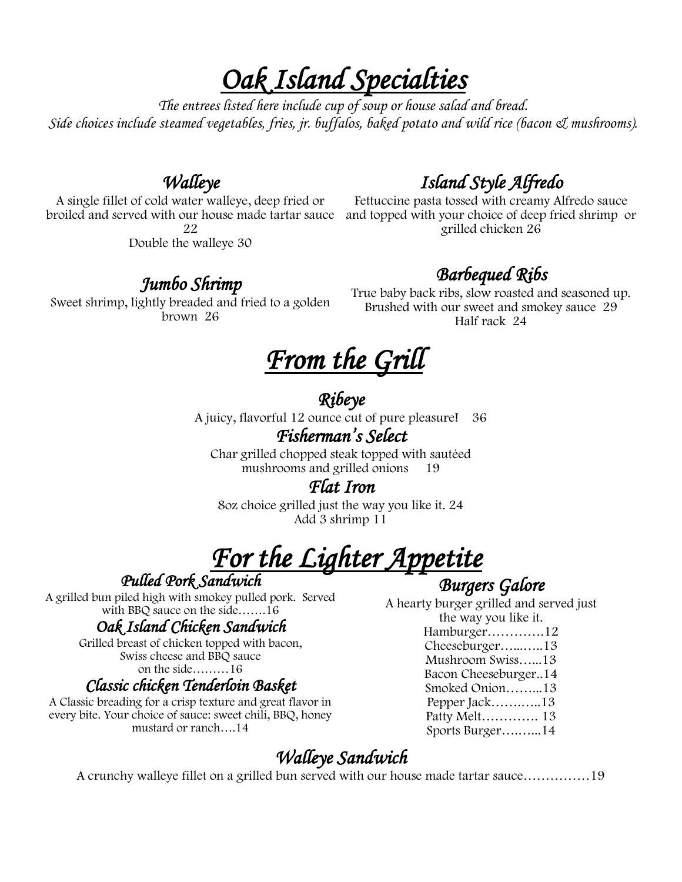# *Oak Island Specialties*

*The entrees listed here include cup of soup or house salad and bread.*
*Side choices include steamed vegetables, fries, jr. buffalos, baked potato and wild rice (bacon & mushrooms).*

### *Walleye*

A single fillet of cold water walleye, deep fried or broiled and served with our house made tartar sauce 22
Double the walleye 30

### *Jumbo Shrimp*

Sweet shrimp, lightly breaded and fried to a golden brown 26

### *Island Style Alfredo*

Fettuccine pasta tossed with creamy Alfredo sauce and topped with your choice of deep fried shrimp or grilled chicken 26

### *Barbequed Ribs*

True baby back ribs, slow roasted and seasoned up. Brushed with our sweet and smokey sauce 29
Half rack 24

# *From the Grill*

### *Ribeye*

A juicy, flavorful 12 ounce cut of pure pleasure! 36

### *Fisherman's Select*

Char grilled chopped steak topped with sautéed mushrooms and grilled onions 19

### *Flat Iron*

8oz choice grilled just the way you like it. 24
Add 3 shrimp 11

# *For the Lighter Appetite*

### *Pulled Pork Sandwich*

A grilled bun piled high with smokey pulled pork. Served with BBQ sauce on the side…….16

### *Oak Island Chicken Sandwich*

Grilled breast of chicken topped with bacon, Swiss cheese and BBQ sauce on the side………16

### *Classic chicken Tenderloin Basket*

A Classic breading for a crisp texture and great flavor in every bite. Your choice of sauce: sweet chili, BBQ, honey mustard or ranch….14

### *Burgers Galore*

A hearty burger grilled and served just the way you like it.

Hamburger………….12
Cheeseburger…...…..13
Mushroom Swiss…...13
Bacon Cheeseburger..14
Smoked Onion……...13
Pepper Jack……..…..13
Patty Melt…………. 13
Sports Burger…..…...14

### *Walleye Sandwich*

A crunchy walleye fillet on a grilled bun served with our house made tartar sauce……………19